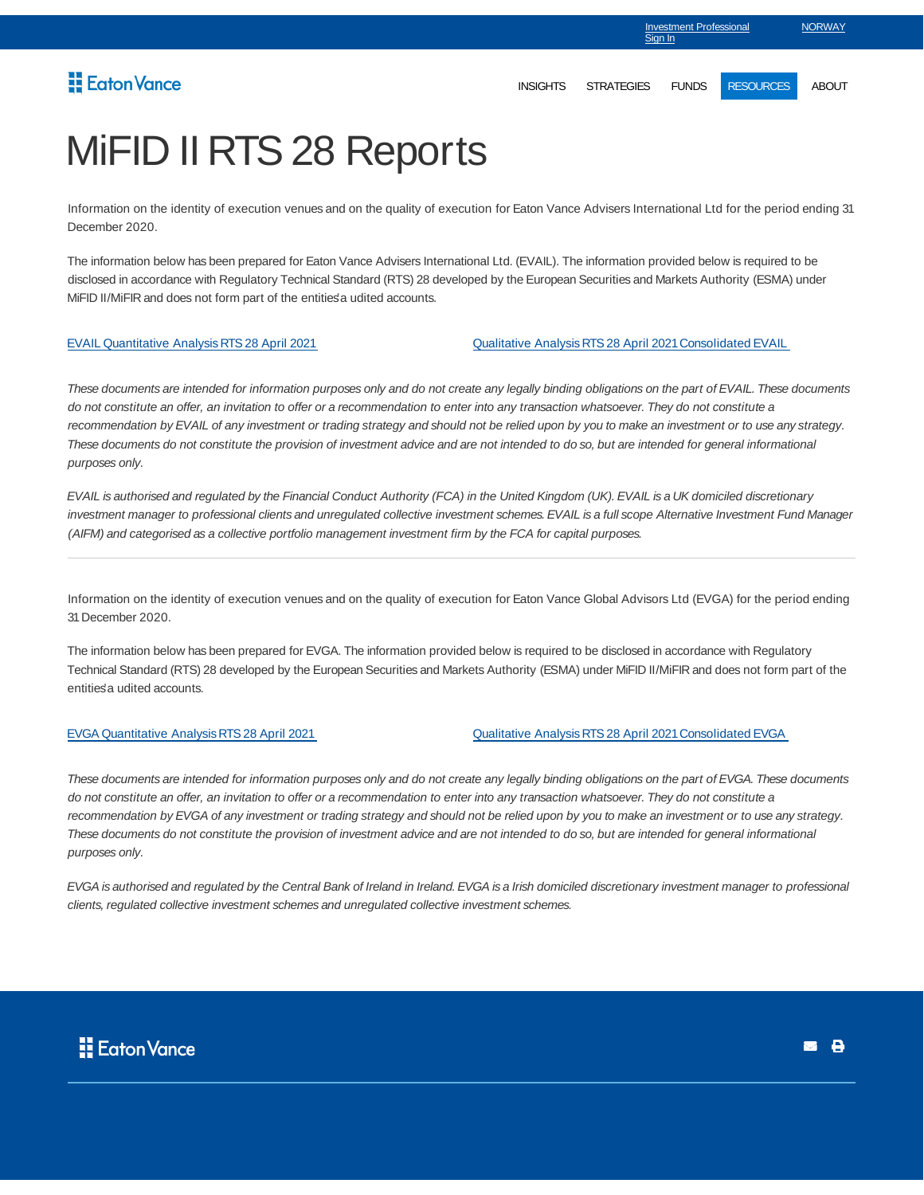# MiFID II RTS 28 Reports

Information on the identity of execution venues and on the quality of execution for Eaton Vance Advisers International Ltd for the period ending 31 December 2020.

The information below has been prepared for Eaton Vance Advisers International Ltd. (EVAIL). The information provided below is required to be disclosed in accordance with Regulatory Technical Standard (RTS) 28 developed by the European Securities and Markets Authority (ESMA) under MiFID II/MiFIR and does not form part of the entities' audited accounts.

EVAIL Quantitative Analysis RTS 28 April 2021

Qualitative Analysis RTS 28 April 2021 Consolidated EVAIL

*These documents are intended for information purposes only and do not create any legally binding obligations on the part of EVAIL. These documents do not constitute an offer, an invitation to offer or a recommendation to enter into any transaction whatsoever. They do not constitute a recommendation by EVAIL of any investment or trading strategy and should not be relied upon by you to make an investment or to use any strategy. These documents do not constitute the provision of investment advice and are not intended to do so, but are intended for general informational purposes only.*

*EVAIL is authorised and regulated by the Financial Conduct Authority (FCA) in the United Kingdom (UK). EVAIL is a UK domiciled discretionary investment manager to professional clients and unregulated collective investment schemes. EVAIL is a full scope Alternative Investment Fund Manager (AIFM) and categorised as a collective portfolio management investment firm by the FCA for capital purposes.*

---

Information on the identity of execution venues and on the quality of execution for Eaton Vance Global Advisors Ltd (EVGA) for the period ending 31 December 2020.

The information below has been prepared for EVGA. The information provided below is required to be disclosed in accordance with Regulatory Technical Standard (RTS) 28 developed by the European Securities and Markets Authority (ESMA) under MiFID II/MiFIR and does not form part of the entities' audited accounts.

EVGA Quantitative Analysis RTS 28 April 2021

Qualitative Analysis RTS 28 April 2021 Consolidated EVGA

*These documents are intended for information purposes only and do not create any legally binding obligations on the part of EVGA. These documents do not constitute an offer, an invitation to offer or a recommendation to enter into any transaction whatsoever. They do not constitute a recommendation by EVGA of any investment or trading strategy and should not be relied upon by you to make an investment or to use any strategy. These documents do not constitute the provision of investment advice and are not intended to do so, but are intended for general informational purposes only.*

*EVGA is authorised and regulated by the Central Bank of Ireland in Ireland. EVGA is a Irish domiciled discretionary investment manager to professional clients, regulated collective investment schemes and unregulated collective investment schemes.*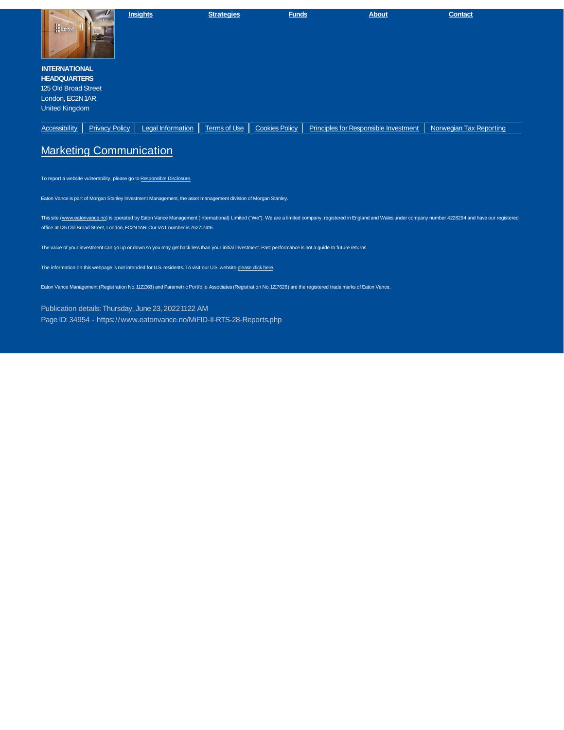Insights Strategies Funds About Contact

**INTERNATIONAL HEADQUARTERS**
125 Old Broad Street
London, EC2N 1AR
United Kingdom

Accessibility | Privacy Policy | Legal Information | Terms of Use | Cookies Policy | Principles for Responsible Investment | Norwegian Tax Reporting

## Marketing Communication

To report a website vulnerability, please go to Responsible Disclosure.

Eaton Vance is part of Morgan Stanley Investment Management, the asset management division of Morgan Stanley.

This site (www.eatonvance.no) is operated by Eaton Vance Management (International) Limited ("We"). We are a limited company, registered in England and Wales under company number 4228294 and have our registered office at 125 Old Broad Street, London, EC2N 1AR. Our VAT number is 762717416.

The value of your investment can go up or down so you may get back less than your initial investment. Past performance is not a guide to future returns.

The information on this webpage is not intended for U.S. residents. To visit our U.S. website please click here.

Eaton Vance Management (Registration No. 1121368) and Parametric Portfolio Associates (Registration No. 1217626) are the registered trade marks of Eaton Vance.

Publication details: Thursday, June 23, 2022 11:22 AM
Page ID: 34954 - https://www.eatonvance.no/MiFID-II-RTS-28-Reports.php